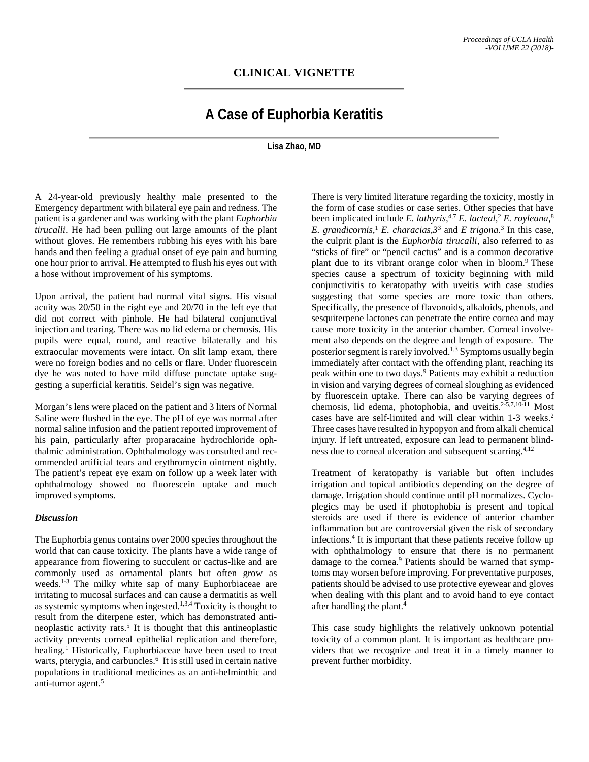**CLINICAL VIGNETTE**

# A Case of Euphorbia Keratitis

**Lisa Zhao, MD**

A 24-year-old previously healthy male presented to the Emergency department with bilateral eye pain and redness. The patient is a gardener and was working with the plant *Euphorbia tirucalli*. He had been pulling out large amounts of the plant without gloves. He remembers rubbing his eyes with his bare hands and then feeling a gradual onset of eye pain and burning one hour prior to arrival. He attempted to flush his eyes out with a hose without improvement of his symptoms.

Upon arrival, the patient had normal vital signs. His visual acuity was 20/50 in the right eye and 20/70 in the left eye that did not correct with pinhole. He had bilateral conjunctival injection and tearing. There was no lid edema or chemosis. His pupils were equal, round, and reactive bilaterally and his extraocular movements were intact. On slit lamp exam, there were no foreign bodies and no cells or flare. Under fluorescein dye he was noted to have mild diffuse punctate uptake suggesting a superficial keratitis. Seidel's sign was negative.

Morgan's lens were placed on the patient and 3 liters of Normal Saline were flushed in the eye. The pH of eye was normal after normal saline infusion and the patient reported improvement of his pain, particularly after proparacaine hydrochloride ophthalmic administration. Ophthalmology was consulted and recommended artificial tears and erythromycin ointment nightly. The patient's repeat eye exam on follow up a week later with ophthalmology showed no fluorescein uptake and much improved symptoms.

### *Discussion*

The Euphorbia genus contains over 2000 species throughout the world that can cause toxicity. The plants have a wide range of appearance from flowering to succulent or cactus-like and are commonly used as ornamental plants but often grow as weeds.[1-3] The milky white sap of many Euphorbiaceae are irritating to mucosal surfaces and can cause a dermatitis as well as systemic symptoms when ingested.[1,3,4] Toxicity is thought to result from the diterpene ester, which has demonstrated anti-neoplastic activity rats.[5] It is thought that this antineoplastic activity prevents corneal epithelial replication and therefore, healing.[1] Historically, Euphorbiaceae have been used to treat warts, pterygia, and carbuncles.[6] It is still used in certain native populations in traditional medicines as an anti-helminthic and anti-tumor agent.[5]

There is very limited literature regarding the toxicity, mostly in the form of case studies or case series. Other species that have been implicated include *E. lathyris*,[4,7] *E. lacteal*,[2] *E. royleana*,[8] *E. grandicornis*,[1] *E. characias*,3[3] and *E trigona*.[3] In this case, the culprit plant is the *Euphorbia tirucalli*, also referred to as "sticks of fire" or "pencil cactus" and is a common decorative plant due to its vibrant orange color when in bloom.[9] These species cause a spectrum of toxicity beginning with mild conjunctivitis to keratopathy with uveitis with case studies suggesting that some species are more toxic than others. Specifically, the presence of flavonoids, alkaloids, phenols, and sesquiterpene lactones can penetrate the entire cornea and may cause more toxicity in the anterior chamber. Corneal involvement also depends on the degree and length of exposure. The posterior segment is rarely involved.[1,3] Symptoms usually begin immediately after contact with the offending plant, reaching its peak within one to two days.[9] Patients may exhibit a reduction in vision and varying degrees of corneal sloughing as evidenced by fluorescein uptake. There can also be varying degrees of chemosis, lid edema, photophobia, and uveitis.[2-5,7,10-11] Most cases have are self-limited and will clear within 1-3 weeks.[2] Three cases have resulted in hypopyon and from alkali chemical injury. If left untreated, exposure can lead to permanent blindness due to corneal ulceration and subsequent scarring.[4,12]

Treatment of keratopathy is variable but often includes irrigation and topical antibiotics depending on the degree of damage. Irrigation should continue until pH normalizes. Cycloplegics may be used if photophobia is present and topical steroids are used if there is evidence of anterior chamber inflammation but are controversial given the risk of secondary infections.[4] It is important that these patients receive follow up with ophthalmology to ensure that there is no permanent damage to the cornea.[9] Patients should be warned that symptoms may worsen before improving. For preventative purposes, patients should be advised to use protective eyewear and gloves when dealing with this plant and to avoid hand to eye contact after handling the plant.[4]

This case study highlights the relatively unknown potential toxicity of a common plant. It is important as healthcare providers that we recognize and treat it in a timely manner to prevent further morbidity.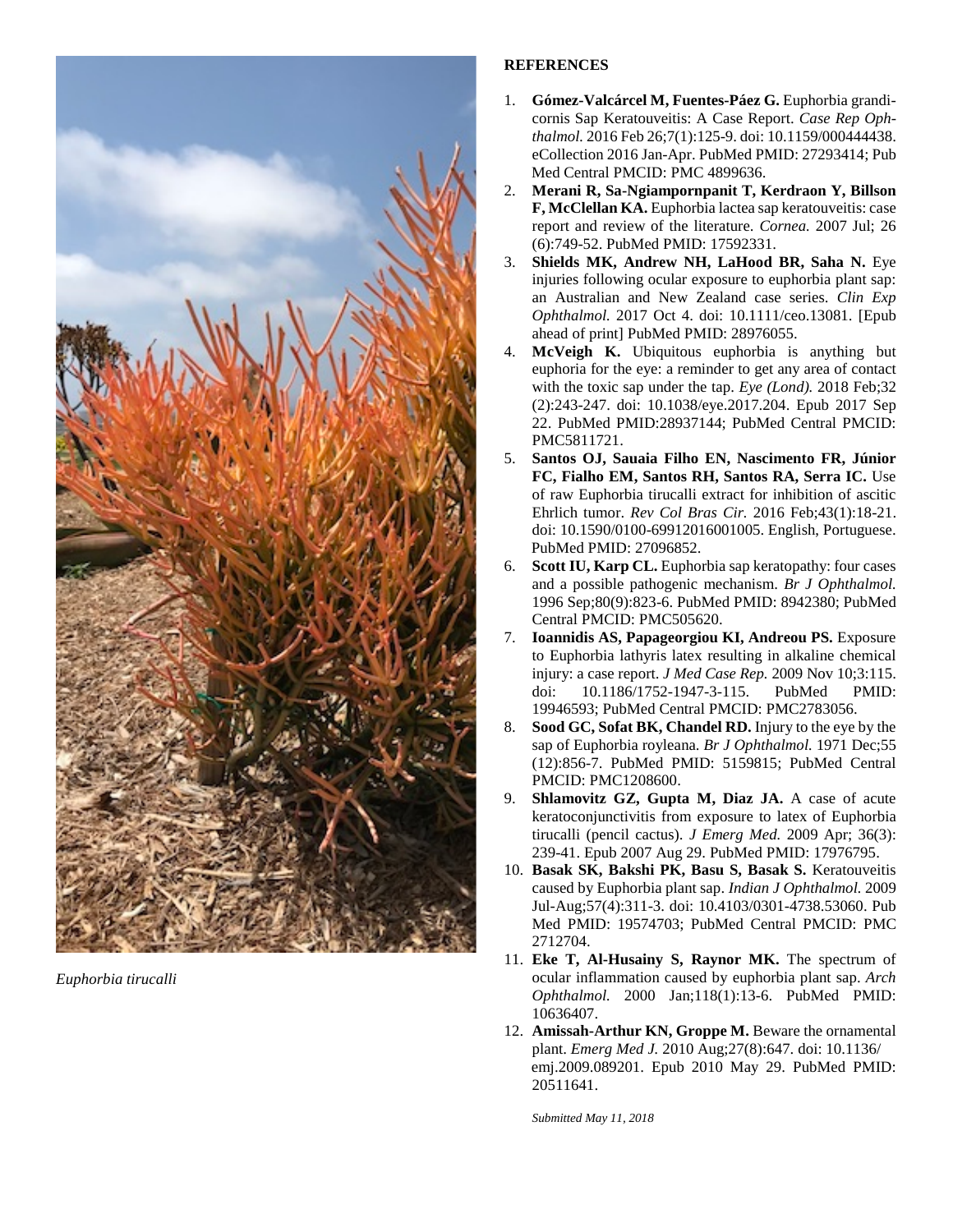*Euphorbia tirucalli*

## REFERENCES

1. **Gómez-Valcárcel M, Fuentes-Páez G.** Euphorbia grandicornis Sap Keratouveitis: A Case Report. *Case Rep Ophthalmol.* 2016 Feb 26;7(1):125-9. doi: 10.1159/000444438. eCollection 2016 Jan-Apr. PubMed PMID: 27293414; Pub Med Central PMCID: PMC 4899636.
2. **Merani R, Sa-Ngiampornpanit T, Kerdraon Y, Billson F, McClellan KA.** Euphorbia lactea sap keratouveitis: case report and review of the literature. *Cornea.* 2007 Jul; 26 (6):749-52. PubMed PMID: 17592331.
3. **Shields MK, Andrew NH, LaHood BR, Saha N.** Eye injuries following ocular exposure to euphorbia plant sap: an Australian and New Zealand case series. *Clin Exp Ophthalmol.* 2017 Oct 4. doi: 10.1111/ceo.13081. [Epub ahead of print] PubMed PMID: 28976055.
4. **McVeigh K.** Ubiquitous euphorbia is anything but euphoria for the eye: a reminder to get any area of contact with the toxic sap under the tap. *Eye (Lond).* 2018 Feb;32 (2):243-247. doi: 10.1038/eye.2017.204. Epub 2017 Sep 22. PubMed PMID:28937144; PubMed Central PMCID: PMC5811721.
5. **Santos OJ, Sauaia Filho EN, Nascimento FR, Júnior FC, Fialho EM, Santos RH, Santos RA, Serra IC.** Use of raw Euphorbia tirucalli extract for inhibition of ascitic Ehrlich tumor. *Rev Col Bras Cir.* 2016 Feb;43(1):18-21. doi: 10.1590/0100-69912016001005. English, Portuguese. PubMed PMID: 27096852.
6. **Scott IU, Karp CL.** Euphorbia sap keratopathy: four cases and a possible pathogenic mechanism. *Br J Ophthalmol.* 1996 Sep;80(9):823-6. PubMed PMID: 8942380; PubMed Central PMCID: PMC505620.
7. **Ioannidis AS, Papageorgiou KI, Andreou PS.** Exposure to Euphorbia lathyris latex resulting in alkaline chemical injury: a case report. *J Med Case Rep.* 2009 Nov 10;3:115. doi: 10.1186/1752-1947-3-115. PubMed PMID: 19946593; PubMed Central PMCID: PMC2783056.
8. **Sood GC, Sofat BK, Chandel RD.** Injury to the eye by the sap of Euphorbia royleana. *Br J Ophthalmol.* 1971 Dec;55 (12):856-7. PubMed PMID: 5159815; PubMed Central PMCID: PMC1208600.
9. **Shlamovitz GZ, Gupta M, Diaz JA.** A case of acute keratoconjunctivitis from exposure to latex of Euphorbia tirucalli (pencil cactus). *J Emerg Med.* 2009 Apr; 36(3): 239-41. Epub 2007 Aug 29. PubMed PMID: 17976795.
10. **Basak SK, Bakshi PK, Basu S, Basak S.** Keratouveitis caused by Euphorbia plant sap. *Indian J Ophthalmol.* 2009 Jul-Aug;57(4):311-3. doi: 10.4103/0301-4738.53060. Pub Med PMID: 19574703; PubMed Central PMCID: PMC 2712704.
11. **Eke T, Al-Husainy S, Raynor MK.** The spectrum of ocular inflammation caused by euphorbia plant sap. *Arch Ophthalmol.* 2000 Jan;118(1):13-6. PubMed PMID: 10636407.
12. **Amissah-Arthur KN, Groppe M.** Beware the ornamental plant. *Emerg Med J.* 2010 Aug;27(8):647. doi: 10.1136/ emj.2009.089201. Epub 2010 May 29. PubMed PMID: 20511641.

*Submitted May 11, 2018*